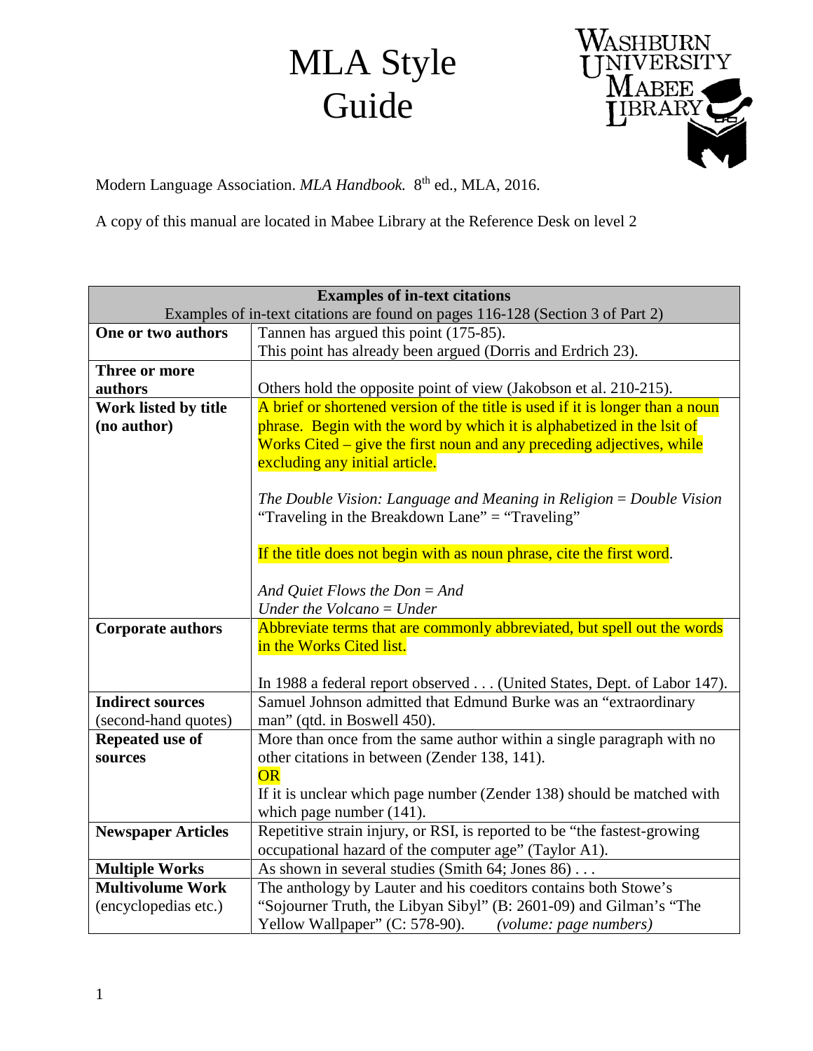# MLA Style Guide

Washburn University Mabee Library

Modern Language Association. *MLA Handbook.* 8th ed., MLA, 2016.

A copy of this manual are located in Mabee Library at the Reference Desk on level 2

| **Examples of in-text citations**<br>Examples of in-text citations are found on pages 116-128 (Section 3 of Part 2) | |
|---|---|
| **One or two authors** | Tannen has argued this point (175-85).<br>This point has already been argued (Dorris and Erdrich 23). |
| **Three or more authors** | Others hold the opposite point of view (Jakobson et al. 210-215). |
| **Work listed by title (no author)** | A brief or shortened version of the title is used if it is longer than a noun phrase. Begin with the word by which it is alphabetized in the lsit of Works Cited – give the first noun and any preceding adjectives, while excluding any initial article.<br><br>*The Double Vision: Language and Meaning in Religion* = *Double Vision*<br>"Traveling in the Breakdown Lane" = "Traveling"<br><br>If the title does not begin with as noun phrase, cite the first word.<br><br>*And Quiet Flows the Don* = *And*<br>*Under the Volcano* = *Under* |
| **Corporate authors** | Abbreviate terms that are commonly abbreviated, but spell out the words in the Works Cited list.<br><br>In 1988 a federal report observed . . . (United States, Dept. of Labor 147). |
| **Indirect sources** (second-hand quotes) | Samuel Johnson admitted that Edmund Burke was an "extraordinary man" (qtd. in Boswell 450). |
| **Repeated use of sources** | More than once from the same author within a single paragraph with no other citations in between (Zender 138, 141).<br>OR<br>If it is unclear which page number (Zender 138) should be matched with which page number (141). |
| **Newspaper Articles** | Repetitive strain injury, or RSI, is reported to be "the fastest-growing occupational hazard of the computer age" (Taylor A1). |
| **Multiple Works** | As shown in several studies (Smith 64; Jones 86) . . . |
| **Multivolume Work** (encyclopedias etc.) | The anthology by Lauter and his coeditors contains both Stowe's "Sojourner Truth, the Libyan Sibyl" (B: 2601-09) and Gilman's "The Yellow Wallpaper" (C: 578-90). *(volume: page numbers)* |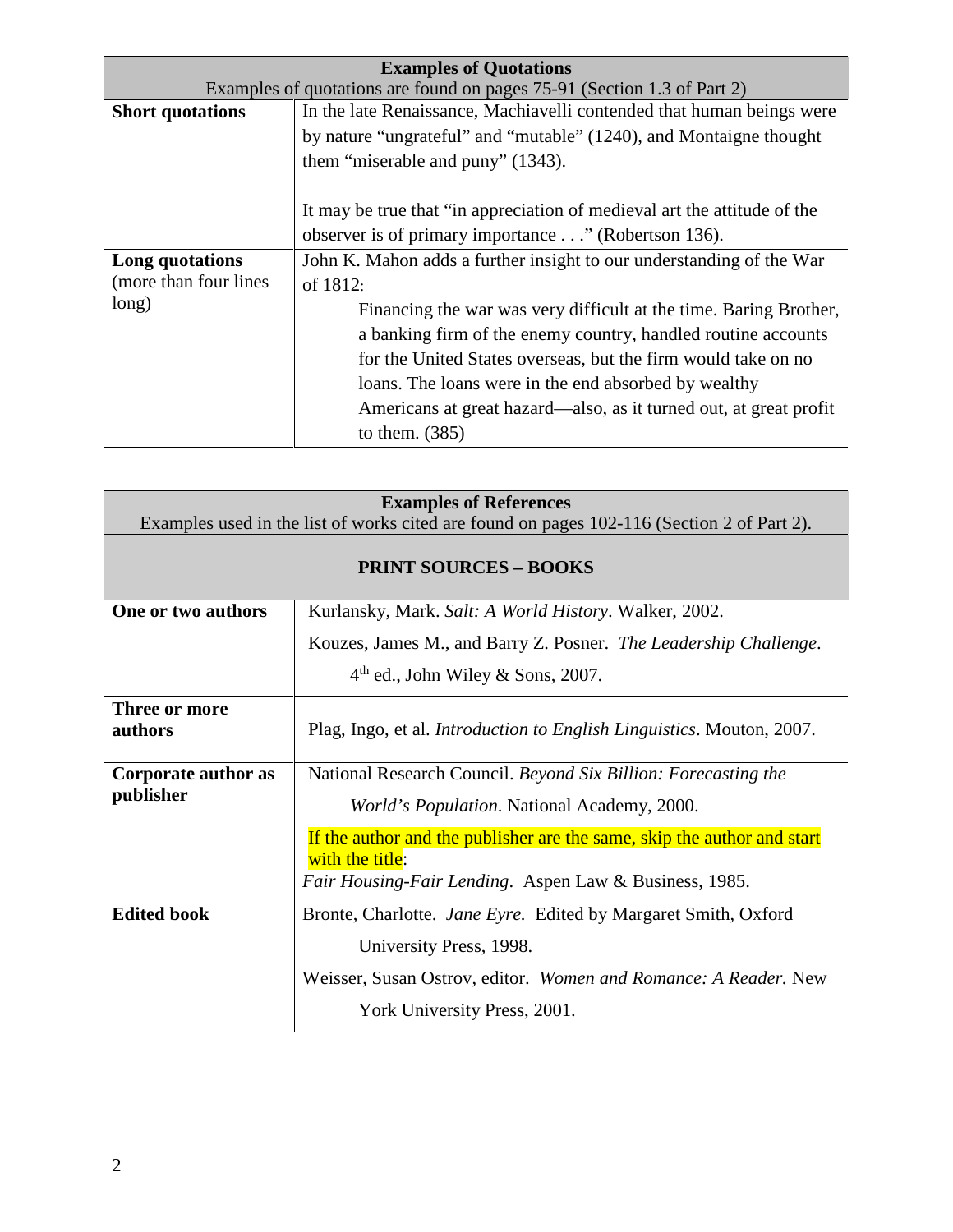| **Examples of Quotations**<br>Examples of quotations are found on pages 75-91 (Section 1.3 of Part 2) | |
|---|---|
| **Short quotations** | In the late Renaissance, Machiavelli contended that human beings were by nature "ungrateful" and "mutable" (1240), and Montaigne thought them "miserable and puny" (1343).<br><br>It may be true that "in appreciation of medieval art the attitude of the observer is of primary importance . . ." (Robertson 136). |
| **Long quotations** (more than four lines long) | John K. Mahon adds a further insight to our understanding of the War of 1812:<br>Financing the war was very difficult at the time. Baring Brother, a banking firm of the enemy country, handled routine accounts for the United States overseas, but the firm would take on no loans. The loans were in the end absorbed by wealthy Americans at great hazard—also, as it turned out, at great profit to them. (385) |

| **Examples of References**<br>Examples used in the list of works cited are found on pages 102-116 (Section 2 of Part 2). | |
|---|---|
| **PRINT SOURCES – BOOKS** | |
| **One or two authors** | Kurlansky, Mark. *Salt: A World History*. Walker, 2002.<br>Kouzes, James M., and Barry Z. Posner. *The Leadership Challenge*. 4th ed., John Wiley & Sons, 2007. |
| **Three or more authors** | Plag, Ingo, et al. *Introduction to English Linguistics*. Mouton, 2007. |
| **Corporate author as publisher** | National Research Council. *Beyond Six Billion: Forecasting the World's Population*. National Academy, 2000.<br>If the author and the publisher are the same, skip the author and start with the title:<br>*Fair Housing-Fair Lending*. Aspen Law & Business, 1985. |
| **Edited book** | Bronte, Charlotte. *Jane Eyre.* Edited by Margaret Smith, Oxford University Press, 1998.<br>Weisser, Susan Ostrov, editor. *Women and Romance: A Reader.* New York University Press, 2001. |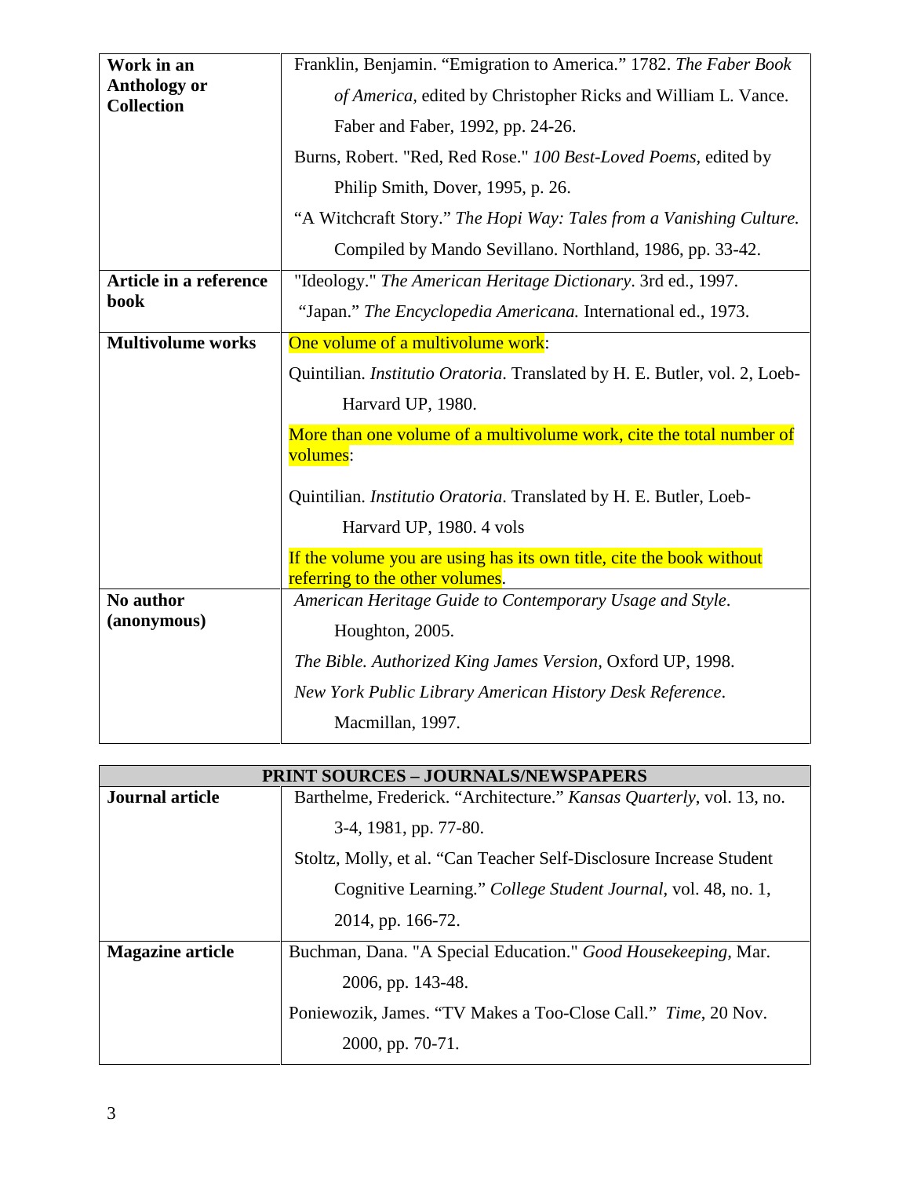| | |
|---|---|
| **Work in an Anthology or Collection** | Franklin, Benjamin. "Emigration to America." 1782. *The Faber Book of America*, edited by Christopher Ricks and William L. Vance. Faber and Faber, 1992, pp. 24-26.<br><br>Burns, Robert. "Red, Red Rose." *100 Best-Loved Poems*, edited by Philip Smith, Dover, 1995, p. 26.<br><br>"A Witchcraft Story." *The Hopi Way: Tales from a Vanishing Culture.* Compiled by Mando Sevillano. Northland, 1986, pp. 33-42. |
| **Article in a reference book** | "Ideology." *The American Heritage Dictionary*. 3rd ed., 1997.<br><br>"Japan." *The Encyclopedia Americana.* International ed., 1973. |
| **Multivolume works** | One volume of a multivolume work:<br><br>Quintilian. *Institutio Oratoria*. Translated by H. E. Butler, vol. 2, Loeb-Harvard UP, 1980.<br><br>More than one volume of a multivolume work, cite the total number of volumes:<br><br>Quintilian. *Institutio Oratoria*. Translated by H. E. Butler, Loeb-Harvard UP, 1980. 4 vols<br><br>If the volume you are using has its own title, cite the book without referring to the other volumes. |
| **No author (anonymous)** | *American Heritage Guide to Contemporary Usage and Style*. Houghton, 2005.<br><br>*The Bible. Authorized King James Version,* Oxford UP, 1998.<br><br>*New York Public Library American History Desk Reference*. Macmillan, 1997. |

| **PRINT SOURCES – JOURNALS/NEWSPAPERS** | |
|---|---|
| **Journal article** | Barthelme, Frederick. "Architecture." *Kansas Quarterly*, vol. 13, no. 3-4, 1981, pp. 77-80.<br><br>Stoltz, Molly, et al. "Can Teacher Self-Disclosure Increase Student Cognitive Learning." *College Student Journal*, vol. 48, no. 1, 2014, pp. 166-72. |
| **Magazine article** | Buchman, Dana. "A Special Education." *Good Housekeeping*, Mar. 2006, pp. 143-48.<br><br>Poniewozik, James. "TV Makes a Too-Close Call." *Time*, 20 Nov. 2000, pp. 70-71. |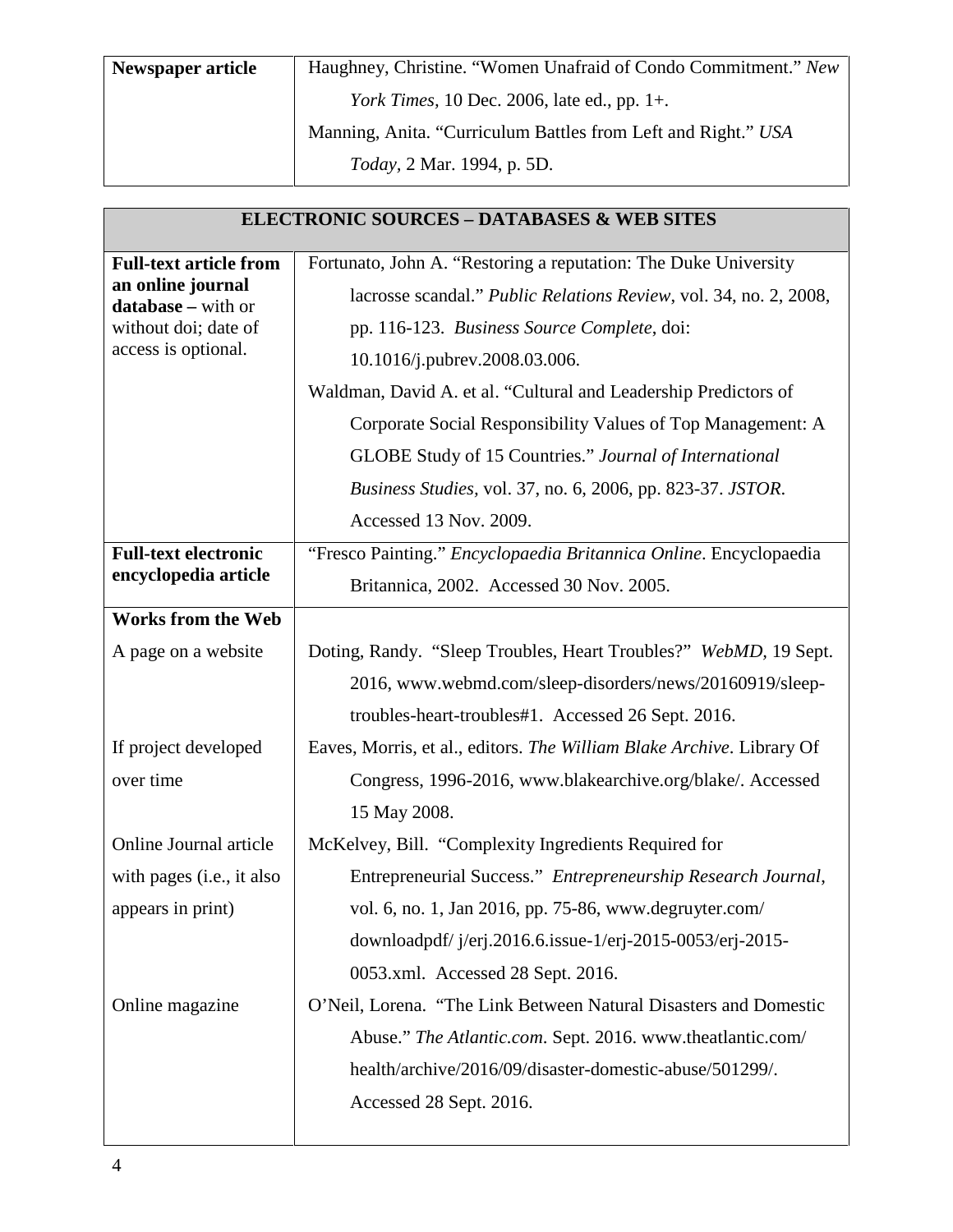| Newspaper article | Haughney, Christine. "Women Unafraid of Condo Commitment." *New York Times*, 10 Dec. 2006, late ed., pp. 1+.<br>Manning, Anita. "Curriculum Battles from Left and Right." *USA Today*, 2 Mar. 1994, p. 5D. |
|---|---|

| **ELECTRONIC SOURCES – DATABASES & WEB SITES** | |
|---|---|
| **Full-text article from an online journal database –** with or without doi; date of access is optional. | Fortunato, John A. "Restoring a reputation: The Duke University lacrosse scandal." *Public Relations Review*, vol. 34, no. 2, 2008, pp. 116-123. *Business Source Complete*, doi: 10.1016/j.pubrev.2008.03.006.<br>Waldman, David A. et al. "Cultural and Leadership Predictors of Corporate Social Responsibility Values of Top Management: A GLOBE Study of 15 Countries." *Journal of International Business Studies*, vol. 37, no. 6, 2006, pp. 823-37. *JSTOR*. Accessed 13 Nov. 2009. |
| **Full-text electronic encyclopedia article** | "Fresco Painting." *Encyclopaedia Britannica Online*. Encyclopaedia Britannica, 2002. Accessed 30 Nov. 2005. |
| **Works from the Web** | |
| A page on a website | Doting, Randy. "Sleep Troubles, Heart Troubles?" *WebMD*, 19 Sept. 2016, www.webmd.com/sleep-disorders/news/20160919/sleep-troubles-heart-troubles#1. Accessed 26 Sept. 2016. |
| If project developed over time | Eaves, Morris, et al., editors. *The William Blake Archive*. Library Of Congress, 1996-2016, www.blakearchive.org/blake/. Accessed 15 May 2008. |
| Online Journal article with pages (i.e., it also appears in print) | McKelvey, Bill. "Complexity Ingredients Required for Entrepreneurial Success." *Entrepreneurship Research Journal*, vol. 6, no. 1, Jan 2016, pp. 75-86, www.degruyter.com/ downloadpdf/ j/erj.2016.6.issue-1/erj-2015-0053/erj-2015-0053.xml. Accessed 28 Sept. 2016. |
| Online magazine | O'Neil, Lorena. "The Link Between Natural Disasters and Domestic Abuse." *The Atlantic.com*. Sept. 2016. www.theatlantic.com/ health/archive/2016/09/disaster-domestic-abuse/501299/. Accessed 28 Sept. 2016. |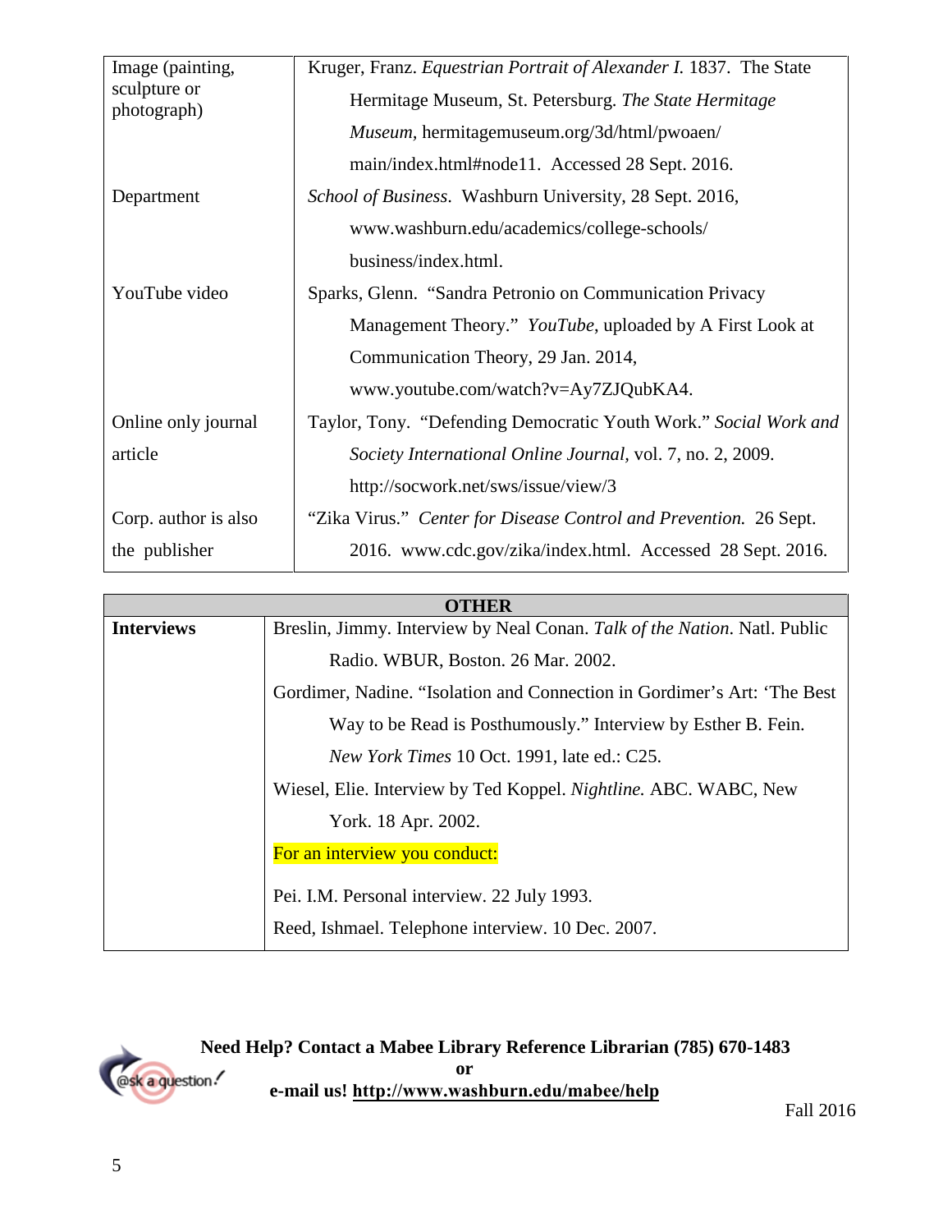| | |
|---|---|
| Image (painting, sculpture or photograph) | Kruger, Franz. *Equestrian Portrait of Alexander I.* 1837. The State Hermitage Museum, St. Petersburg. *The State Hermitage Museum,* hermitagemuseum.org/3d/html/pwoaen/ main/index.html#node11. Accessed 28 Sept. 2016. |
| Department | *School of Business*. Washburn University, 28 Sept. 2016, www.washburn.edu/academics/college-schools/ business/index.html. |
| YouTube video | Sparks, Glenn. "Sandra Petronio on Communication Privacy Management Theory." *YouTube*, uploaded by A First Look at Communication Theory, 29 Jan. 2014, www.youtube.com/watch?v=Ay7ZJQubKA4. |
| Online only journal article | Taylor, Tony. "Defending Democratic Youth Work." *Social Work and Society International Online Journal*, vol. 7, no. 2, 2009. http://socwork.net/sws/issue/view/3 |
| Corp. author is also the publisher | "Zika Virus." *Center for Disease Control and Prevention.* 26 Sept. 2016. www.cdc.gov/zika/index.html. Accessed 28 Sept. 2016. |

| **OTHER** | |
|---|---|
| **Interviews** | Breslin, Jimmy. Interview by Neal Conan. *Talk of the Nation*. Natl. Public Radio. WBUR, Boston. 26 Mar. 2002.<br>Gordimer, Nadine. "Isolation and Connection in Gordimer's Art: 'The Best Way to be Read is Posthumously." Interview by Esther B. Fein. *New York Times* 10 Oct. 1991, late ed.: C25.<br>Wiesel, Elie. Interview by Ted Koppel. *Nightline.* ABC. WABC, New York. 18 Apr. 2002.<br>For an interview you conduct:<br>Pei. I.M. Personal interview. 22 July 1993.<br>Reed, Ishmael. Telephone interview. 10 Dec. 2007. |

**Need Help? Contact a Mabee Library Reference Librarian (785) 670-1483**

**or**

**e-mail us! http://www.washburn.edu/mabee/help**

Fall 2016